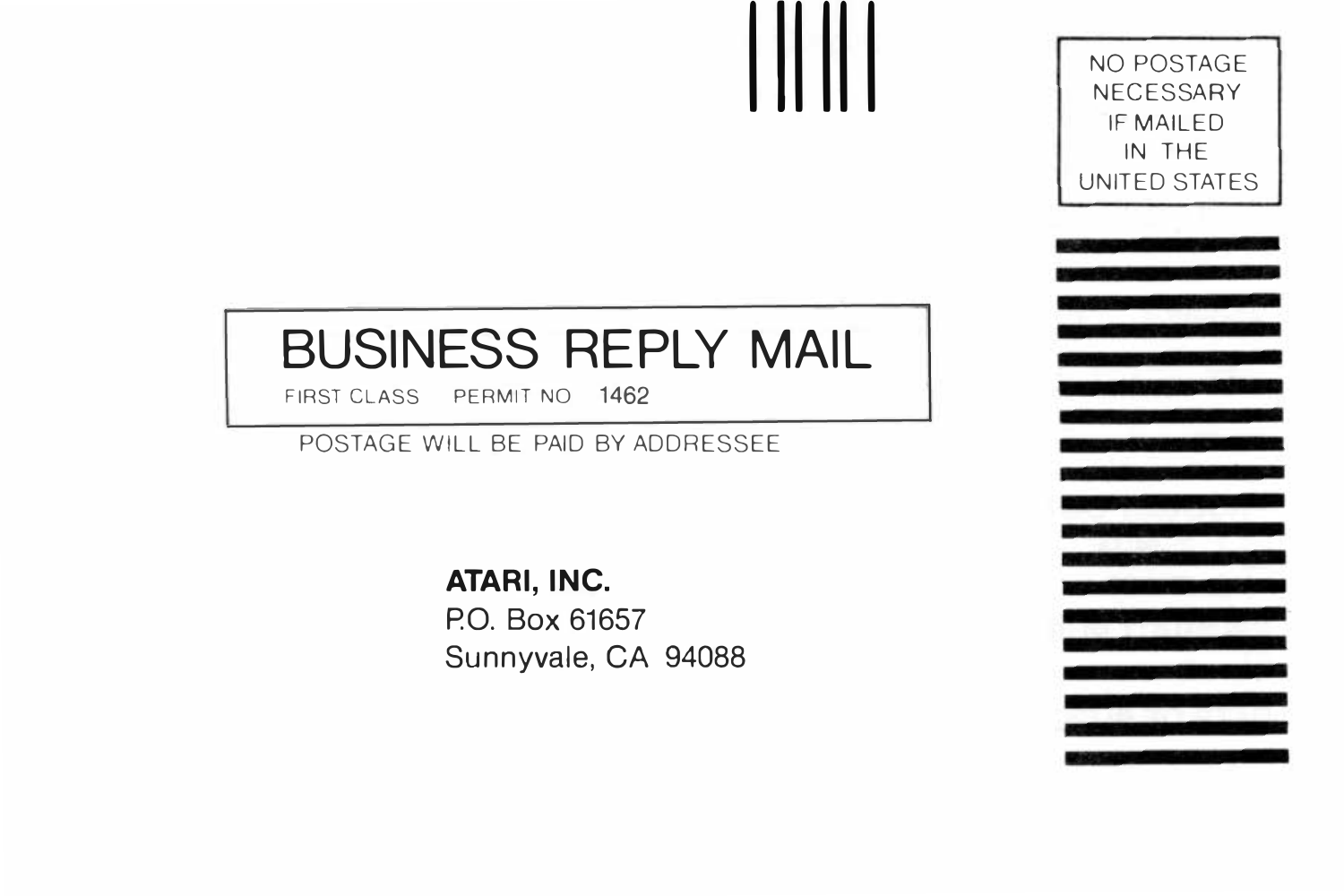NO POSTAGE
NECESSARY
IF MAILED
IN THE
UNITED STATES

# BUSINESS REPLY MAIL

FIRST CLASS PERMIT NO 1462

POSTAGE WILL BE PAID BY ADDRESSEE

**ATARI, INC.**
P.O. Box 61657
Sunnyvale, CA 94088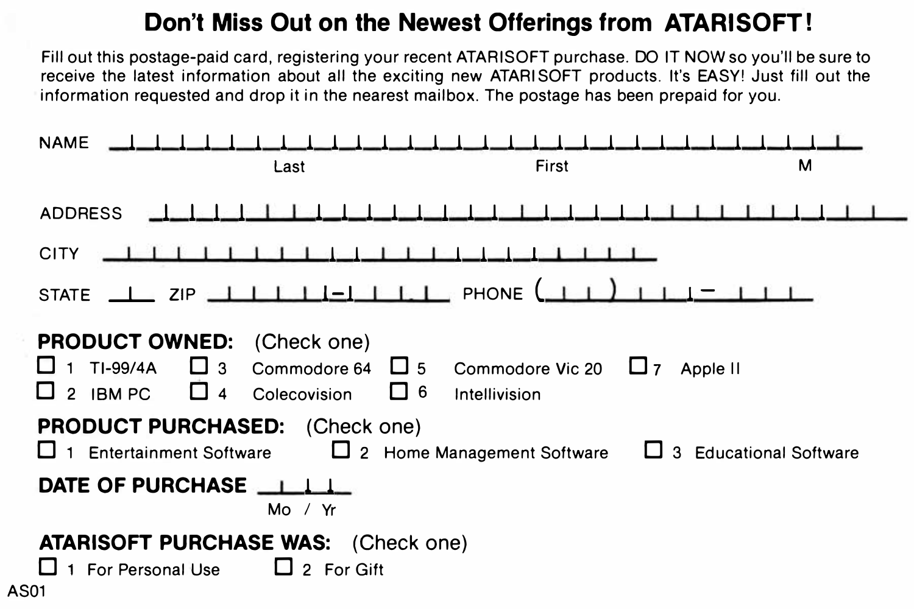# Don't Miss Out on the Newest Offerings from ATARISOFT!

Fill out this postage-paid card, registering your recent ATARISOFT purchase. DO IT NOW so you'll be sure to receive the latest information about all the exciting new ATARISOFT products. It's EASY! Just fill out the information requested and drop it in the nearest mailbox. The postage has been prepaid for you.

NAME ______________________________
Last First M

ADDRESS ______________________________

CITY ______________________________

STATE ____ ZIP _____-____ PHONE (___) ___-____

**PRODUCT OWNED:** (Check one)

- ☐ 1 TI-99/4A
- ☐ 2 IBM PC
- ☐ 3 Commodore 64
- ☐ 4 Colecovision
- ☐ 5 Commodore Vic 20
- ☐ 6 Intellivision
- ☐ 7 Apple II

**PRODUCT PURCHASED:** (Check one)

- ☐ 1 Entertainment Software
- ☐ 2 Home Management Software
- ☐ 3 Educational Software

**DATE OF PURCHASE** ____
Mo / Yr

**ATARISOFT PURCHASE WAS:** (Check one)

- ☐ 1 For Personal Use
- ☐ 2 For Gift

AS01